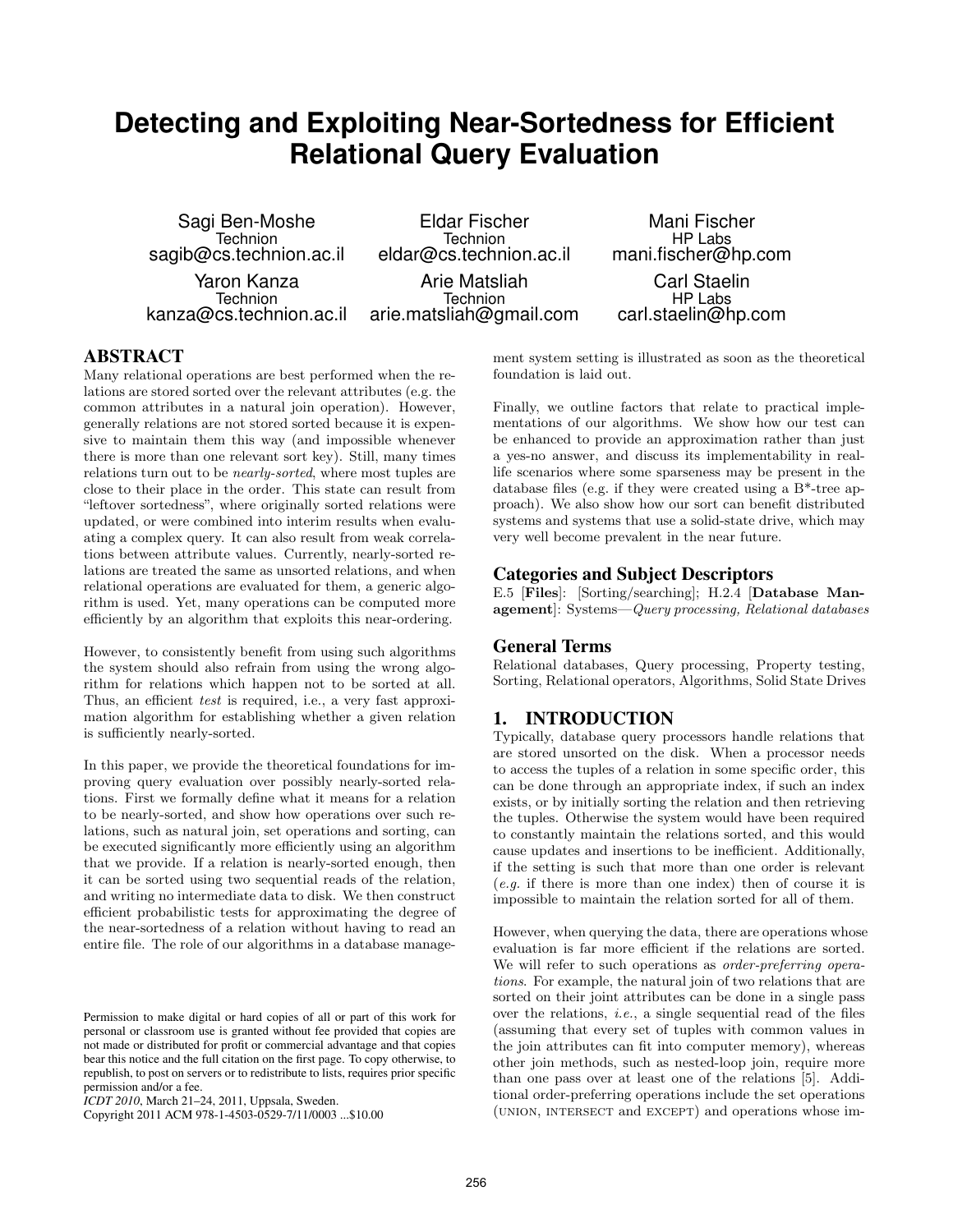# Detecting and Exploiting Near-Sortedness for Efficient Relational Query Evaluation

Sagi Ben-Moshe
Technion
sagib@cs.technion.ac.il

Eldar Fischer
Technion
eldar@cs.technion.ac.il

Mani Fischer
HP Labs
mani.fischer@hp.com

Yaron Kanza
Technion
kanza@cs.technion.ac.il

Arie Matsliah
Technion
arie.matsliah@gmail.com

Carl Staelin
HP Labs
carl.staelin@hp.com

## ABSTRACT

Many relational operations are best performed when the relations are stored sorted over the relevant attributes (e.g. the common attributes in a natural join operation). However, generally relations are not stored sorted because it is expensive to maintain them this way (and impossible whenever there is more than one relevant sort key). Still, many times relations turn out to be *nearly-sorted*, where most tuples are close to their place in the order. This state can result from "leftover sortedness", where originally sorted relations were updated, or were combined into interim results when evaluating a complex query. It can also result from weak correlations between attribute values. Currently, nearly-sorted relations are treated the same as unsorted relations, and when relational operations are evaluated for them, a generic algorithm is used. Yet, many operations can be computed more efficiently by an algorithm that exploits this near-ordering.

However, to consistently benefit from using such algorithms the system should also refrain from using the wrong algorithm for relations which happen not to be sorted at all. Thus, an efficient *test* is required, i.e., a very fast approximation algorithm for establishing whether a given relation is sufficiently nearly-sorted.

In this paper, we provide the theoretical foundations for improving query evaluation over possibly nearly-sorted relations. First we formally define what it means for a relation to be nearly-sorted, and show how operations over such relations, such as natural join, set operations and sorting, can be executed significantly more efficiently using an algorithm that we provide. If a relation is nearly-sorted enough, then it can be sorted using two sequential reads of the relation, and writing no intermediate data to disk. We then construct efficient probabilistic tests for approximating the degree of the near-sortedness of a relation without having to read an entire file. The role of our algorithms in a database management system setting is illustrated as soon as the theoretical foundation is laid out.

Finally, we outline factors that relate to practical implementations of our algorithms. We show how our test can be enhanced to provide an approximation rather than just a yes-no answer, and discuss its implementability in real-life scenarios where some sparseness may be present in the database files (e.g. if they were created using a B*-tree approach). We also show how our sort can benefit distributed systems and systems that use a solid-state drive, which may very well become prevalent in the near future.

### Categories and Subject Descriptors

E.5 [**Files**]: [Sorting/searching]; H.2.4 [**Database Management**]: Systems—*Query processing, Relational databases*

### General Terms

Relational databases, Query processing, Property testing, Sorting, Relational operators, Algorithms, Solid State Drives

## 1. INTRODUCTION

Typically, database query processors handle relations that are stored unsorted on the disk. When a processor needs to access the tuples of a relation in some specific order, this can be done through an appropriate index, if such an index exists, or by initially sorting the relation and then retrieving the tuples. Otherwise the system would have been required to constantly maintain the relations sorted, and this would cause updates and insertions to be inefficient. Additionally, if the setting is such that more than one order is relevant (*e.g.* if there is more than one index) then of course it is impossible to maintain the relation sorted for all of them.

However, when querying the data, there are operations whose evaluation is far more efficient if the relations are sorted. We will refer to such operations as *order-preferring operations*. For example, the natural join of two relations that are sorted on their joint attributes can be done in a single pass over the relations, *i.e.*, a single sequential read of the files (assuming that every set of tuples with common values in the join attributes can fit into computer memory), whereas other join methods, such as nested-loop join, require more than one pass over at least one of the relations [5]. Additional order-preferring operations include the set operations (UNION, INTERSECT and EXCEPT) and operations whose im-

Permission to make digital or hard copies of all or part of this work for personal or classroom use is granted without fee provided that copies are not made or distributed for profit or commercial advantage and that copies bear this notice and the full citation on the first page. To copy otherwise, to republish, to post on servers or to redistribute to lists, requires prior specific permission and/or a fee.
*ICDT 2010*, March 21–24, 2011, Uppsala, Sweden.
Copyright 2011 ACM 978-1-4503-0529-7/11/0003 ...$10.00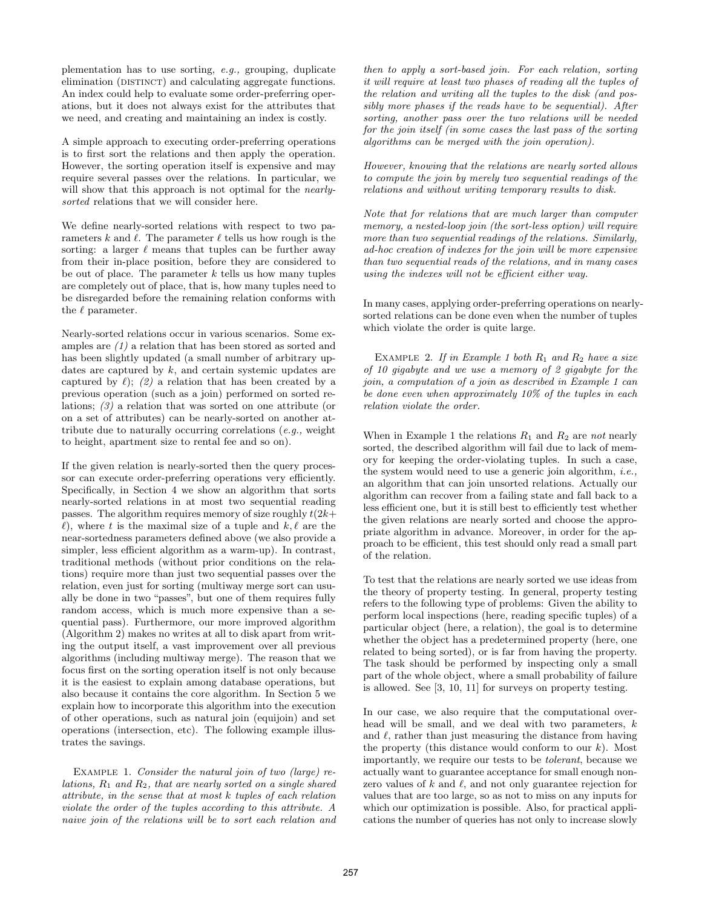plementation has to use sorting, *e.g.,* grouping, duplicate elimination (DISTINCT) and calculating aggregate functions. An index could help to evaluate some order-preferring operations, but it does not always exist for the attributes that we need, and creating and maintaining an index is costly.

A simple approach to executing order-preferring operations is to first sort the relations and then apply the operation. However, the sorting operation itself is expensive and may require several passes over the relations. In particular, we will show that this approach is not optimal for the *nearly-sorted* relations that we will consider here.

We define nearly-sorted relations with respect to two parameters $k$ and $\ell$. The parameter $\ell$ tells us how rough is the sorting: a larger $\ell$ means that tuples can be further away from their in-place position, before they are considered to be out of place. The parameter $k$ tells us how many tuples are completely out of place, that is, how many tuples need to be disregarded before the remaining relation conforms with the $\ell$ parameter.

Nearly-sorted relations occur in various scenarios. Some examples are *(1)* a relation that has been stored as sorted and has been slightly updated (a small number of arbitrary updates are captured by $k$, and certain systemic updates are captured by $\ell$); *(2)* a relation that has been created by a previous operation (such as a join) performed on sorted relations; *(3)* a relation that was sorted on one attribute (or on a set of attributes) can be nearly-sorted on another attribute due to naturally occurring correlations (*e.g.,* weight to height, apartment size to rental fee and so on).

If the given relation is nearly-sorted then the query processor can execute order-preferring operations very efficiently. Specifically, in Section 4 we show an algorithm that sorts nearly-sorted relations in at most two sequential reading passes. The algorithm requires memory of size roughly $t(2k+\ell)$, where $t$ is the maximal size of a tuple and $k, \ell$ are the near-sortedness parameters defined above (we also provide a simpler, less efficient algorithm as a warm-up). In contrast, traditional methods (without prior conditions on the relations) require more than just two sequential passes over the relation, even just for sorting (multiway merge sort can usually be done in two "passes", but one of them requires fully random access, which is much more expensive than a sequential pass). Furthermore, our more improved algorithm (Algorithm 2) makes no writes at all to disk apart from writing the output itself, a vast improvement over all previous algorithms (including multiway merge). The reason that we focus first on the sorting operation itself is not only because it is the easiest to explain among database operations, but also because it contains the core algorithm. In Section 5 we explain how to incorporate this algorithm into the execution of other operations, such as natural join (equijoin) and set operations (intersection, etc). The following example illustrates the savings.

EXAMPLE 1. *Consider the natural join of two (large) relations, $R_1$ and $R_2$, that are nearly sorted on a single shared attribute, in the sense that at most $k$ tuples of each relation violate the order of the tuples according to this attribute. A naive join of the relations will be to sort each relation and then to apply a sort-based join. For each relation, sorting it will require at least two phases of reading all the tuples of the relation and writing all the tuples to the disk (and possibly more phases if the reads have to be sequential). After sorting, another pass over the two relations will be needed for the join itself (in some cases the last pass of the sorting algorithms can be merged with the join operation).*

*However, knowing that the relations are nearly sorted allows to compute the join by merely two sequential readings of the relations and without writing temporary results to disk.*

*Note that for relations that are much larger than computer memory, a nested-loop join (the sort-less option) will require more than two sequential readings of the relations. Similarly, ad-hoc creation of indexes for the join will be more expensive than two sequential reads of the relations, and in many cases using the indexes will not be efficient either way.*

In many cases, applying order-preferring operations on nearly-sorted relations can be done even when the number of tuples which violate the order is quite large.

EXAMPLE 2. *If in Example 1 both $R_1$ and $R_2$ have a size of 10 gigabyte and we use a memory of 2 gigabyte for the join, a computation of a join as described in Example 1 can be done even when approximately 10% of the tuples in each relation violate the order.*

When in Example 1 the relations $R_1$ and $R_2$ are *not* nearly sorted, the described algorithm will fail due to lack of memory for keeping the order-violating tuples. In such a case, the system would need to use a generic join algorithm, *i.e.,* an algorithm that can join unsorted relations. Actually our algorithm can recover from a failing state and fall back to a less efficient one, but it is still best to efficiently test whether the given relations are nearly sorted and choose the appropriate algorithm in advance. Moreover, in order for the approach to be efficient, this test should only read a small part of the relation.

To test that the relations are nearly sorted we use ideas from the theory of property testing. In general, property testing refers to the following type of problems: Given the ability to perform local inspections (here, reading specific tuples) of a particular object (here, a relation), the goal is to determine whether the object has a predetermined property (here, one related to being sorted), or is far from having the property. The task should be performed by inspecting only a small part of the whole object, where a small probability of failure is allowed. See [3, 10, 11] for surveys on property testing.

In our case, we also require that the computational overhead will be small, and we deal with two parameters, $k$ and $\ell$, rather than just measuring the distance from having the property (this distance would conform to our $k$). Most importantly, we require our tests to be *tolerant*, because we actually want to guarantee acceptance for small enough nonzero values of $k$ and $\ell$, and not only guarantee rejection for values that are too large, so as not to miss on any inputs for which our optimization is possible. Also, for practical applications the number of queries has not only to increase slowly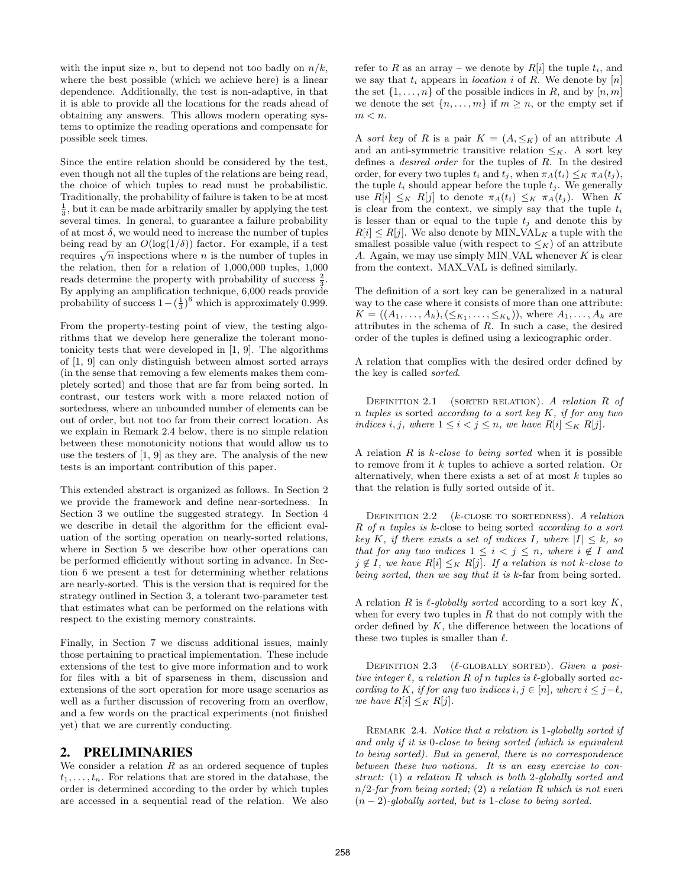with the input size $n$, but to depend not too badly on $n/k$, where the best possible (which we achieve here) is a linear dependence. Additionally, the test is non-adaptive, in that it is able to provide all the locations for the reads ahead of obtaining any answers. This allows modern operating systems to optimize the reading operations and compensate for possible seek times.

Since the entire relation should be considered by the test, even though not all the tuples of the relations are being read, the choice of which tuples to read must be probabilistic. Traditionally, the probability of failure is taken to be at most $\frac{1}{3}$, but it can be made arbitrarily smaller by applying the test several times. In general, to guarantee a failure probability of at most $\delta$, we would need to increase the number of tuples being read by an $O(\log(1/\delta))$ factor. For example, if a test requires $\sqrt{n}$ inspections where $n$ is the number of tuples in the relation, then for a relation of 1,000,000 tuples, 1,000 reads determine the property with probability of success $\frac{2}{3}$. By applying an amplification technique, 6,000 reads provide probability of success $1-(\frac{1}{3})^6$ which is approximately 0.999.

From the property-testing point of view, the testing algorithms that we develop here generalize the tolerant monotonicity tests that were developed in [1, 9]. The algorithms of [1, 9] can only distinguish between almost sorted arrays (in the sense that removing a few elements makes them completely sorted) and those that are far from being sorted. In contrast, our testers work with a more relaxed notion of sortedness, where an unbounded number of elements can be out of order, but not too far from their correct location. As we explain in Remark 2.4 below, there is no simple relation between these monotonicity notions that would allow us to use the testers of [1, 9] as they are. The analysis of the new tests is an important contribution of this paper.

This extended abstract is organized as follows. In Section 2 we provide the framework and define near-sortedness. In Section 3 we outline the suggested strategy. In Section 4 we describe in detail the algorithm for the efficient evaluation of the sorting operation on nearly-sorted relations, where in Section 5 we describe how other operations can be performed efficiently without sorting in advance. In Section 6 we present a test for determining whether relations are nearly-sorted. This is the version that is required for the strategy outlined in Section 3, a tolerant two-parameter test that estimates what can be performed on the relations with respect to the existing memory constraints.

Finally, in Section 7 we discuss additional issues, mainly those pertaining to practical implementation. These include extensions of the test to give more information and to work for files with a bit of sparseness in them, discussion and extensions of the sort operation for more usage scenarios as well as a further discussion of recovering from an overflow, and a few words on the practical experiments (not finished yet) that we are currently conducting.

## 2. PRELIMINARIES

We consider a relation $R$ as an ordered sequence of tuples $t_1, \ldots, t_n$. For relations that are stored in the database, the order is determined according to the order by which tuples are accessed in a sequential read of the relation. We also refer to $R$ as an array – we denote by $R[i]$ the tuple $t_i$, and we say that $t_i$ appears in *location* $i$ of $R$. We denote by $[n]$ the set $\{1, \ldots, n\}$ of the possible indices in $R$, and by $[n, m]$ we denote the set $\{n, \ldots, m\}$ if $m \geq n$, or the empty set if $m < n$.

A *sort key* of $R$ is a pair $K = (A, \leq_K)$ of an attribute $A$ and an anti-symmetric transitive relation $\leq_K$. A sort key defines a *desired order* for the tuples of $R$. In the desired order, for every two tuples $t_i$ and $t_j$, when $\pi_A(t_i) \leq_K \pi_A(t_j)$, the tuple $t_i$ should appear before the tuple $t_j$. We generally use $R[i] \leq_K R[j]$ to denote $\pi_A(t_i) \leq_K \pi_A(t_j)$. When $K$ is clear from the context, we simply say that the tuple $t_i$ is lesser than or equal to the tuple $t_j$ and denote this by $R[i] \leq R[j]$. We also denote by $\text{MIN\_VAL}_K$ a tuple with the smallest possible value (with respect to $\leq_K$) of an attribute $A$. Again, we may use simply MIN_VAL whenever $K$ is clear from the context. MAX_VAL is defined similarly.

The definition of a sort key can be generalized in a natural way to the case where it consists of more than one attribute: $K = ((A_1, \ldots, A_k), (\leq_{K_1}, \ldots, \leq_{K_k}))$, where $A_1, \ldots, A_k$ are attributes in the schema of $R$. In such a case, the desired order of the tuples is defined using a lexicographic order.

A relation that complies with the desired order defined by the key is called *sorted*.

Definition 2.1 (sorted relation). *A relation $R$ of $n$ tuples is* sorted *according to a sort key $K$, if for any two indices $i, j$, where $1 \leq i < j \leq n$, we have $R[i] \leq_K R[j]$.*

A relation $R$ is *$k$-close to being sorted* when it is possible to remove from it $k$ tuples to achieve a sorted relation. Or alternatively, when there exists a set of at most $k$ tuples so that the relation is fully sorted outside of it.

Definition 2.2 ($k$-close to sortedness). *A relation $R$ of $n$ tuples is $k$-close to being sorted according to a sort key $K$, if there exists a set of indices $I$, where $|I| \leq k$, so that for any two indices $1 \leq i < j \leq n$, where $i \notin I$ and $j \notin I$, we have $R[i] \leq_K R[j]$. If a relation is not $k$-close to being sorted, then we say that it is $k$-far from being sorted.*

A relation $R$ is *$\ell$-globally sorted* according to a sort key $K$, when for every two tuples in $R$ that do not comply with the order defined by $K$, the difference between the locations of these two tuples is smaller than $\ell$.

Definition 2.3 ($\ell$-globally sorted). *Given a positive integer $\ell$, a relation $R$ of $n$ tuples is $\ell$-globally sorted according to $K$, if for any two indices $i, j \in [n]$, where $i \leq j-\ell$, we have $R[i] \leq_K R[j]$.*

Remark 2.4. *Notice that a relation is 1-globally sorted if and only if it is 0-close to being sorted (which is equivalent to being sorted). But in general, there is no correspondence between these two notions. It is an easy exercise to construct: (1) a relation $R$ which is both 2-globally sorted and $n/2$-far from being sorted; (2) a relation $R$ which is not even $(n-2)$-globally sorted, but is 1-close to being sorted.*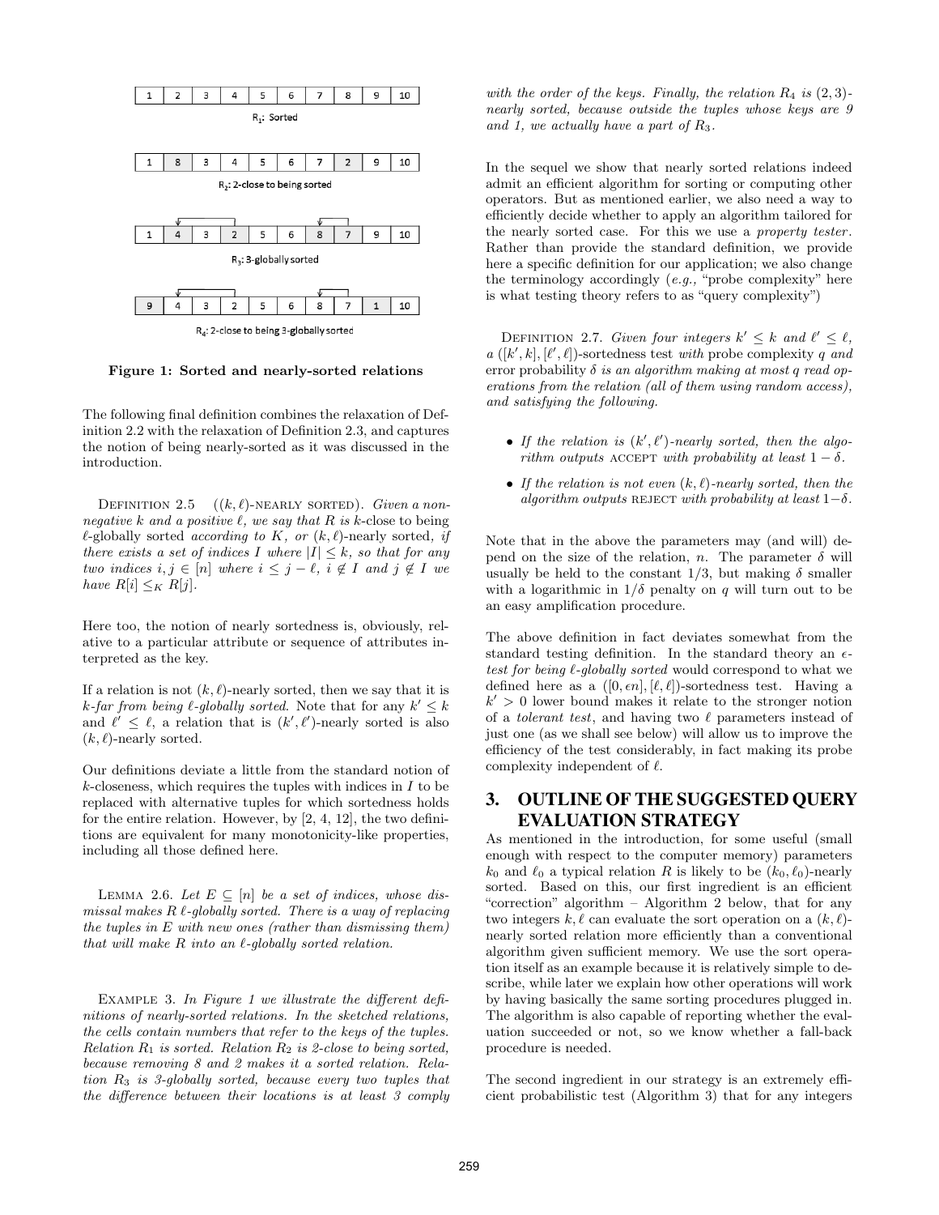| 1 | 2 | 3 | 4 | 5 | 6 | 7 | 8 | 9 | 10 |
|---|---|---|---|---|---|---|---|---|---|

R1: Sorted

| 1 | 8 | 3 | 4 | 5 | 6 | 7 | 2 | 9 | 10 |
|---|---|---|---|---|---|---|---|---|---|

R2: 2-close to being sorted

| 1 | 4 | 3 | 2 | 5 | 6 | 8 | 7 | 9 | 10 |
|---|---|---|---|---|---|---|---|---|---|

R3: 3-globally sorted

| 9 | 4 | 3 | 2 | 5 | 6 | 8 | 7 | 1 | 10 |
|---|---|---|---|---|---|---|---|---|---|

R4: 2-close to being 3-globally sorted

**Figure 1: Sorted and nearly-sorted relations**

The following final definition combines the relaxation of Definition 2.2 with the relaxation of Definition 2.3, and captures the notion of being nearly-sorted as it was discussed in the introduction.

Definition 2.5 (($k,\ell$)-nearly sorted). *Given a non-negative $k$ and a positive $\ell$, we say that $R$ is* $k$-close to being $\ell$-globally sorted *according to $K$, or* $(k,\ell)$-nearly sorted*, if there exists a set of indices $I$ where $|I| \leq k$, so that for any two indices $i, j \in [n]$ where $i \leq j - \ell$, $i \notin I$ and $j \notin I$ we have $R[i] \leq_K R[j]$.*

Here too, the notion of nearly sortedness is, obviously, relative to a particular attribute or sequence of attributes interpreted as the key.

If a relation is not $(k,\ell)$-nearly sorted, then we say that it is $k$-far from being $\ell$-globally sorted. Note that for any $k' \leq k$ and $\ell' \leq \ell$, a relation that is $(k',\ell')$-nearly sorted is also $(k,\ell)$-nearly sorted.

Our definitions deviate a little from the standard notion of $k$-closeness, which requires the tuples with indices in $I$ to be replaced with alternative tuples for which sortedness holds for the entire relation. However, by [2, 4, 12], the two definitions are equivalent for many monotonicity-like properties, including all those defined here.

Lemma 2.6. *Let $E \subseteq [n]$ be a set of indices, whose dismissal makes $R$ $\ell$-globally sorted. There is a way of replacing the tuples in $E$ with new ones (rather than dismissing them) that will make $R$ into an $\ell$-globally sorted relation.*

Example 3. *In Figure 1 we illustrate the different definitions of nearly-sorted relations. In the sketched relations, the cells contain numbers that refer to the keys of the tuples. Relation $R_1$ is sorted. Relation $R_2$ is 2-close to being sorted, because removing 8 and 2 makes it a sorted relation. Relation $R_3$ is 3-globally sorted, because every two tuples that the difference between their locations is at least 3 comply with the order of the keys. Finally, the relation $R_4$ is $(2,3)$-nearly sorted, because outside the tuples whose keys are 9 and 1, we actually have a part of $R_3$.*

In the sequel we show that nearly sorted relations indeed admit an efficient algorithm for sorting or computing other operators. But as mentioned earlier, we also need a way to efficiently decide whether to apply an algorithm tailored for the nearly sorted case. For this we use a *property tester*. Rather than provide the standard definition, we provide here a specific definition for our application; we also change the terminology accordingly (*e.g.,* "probe complexity" here is what testing theory refers to as "query complexity")

Definition 2.7. *Given four integers $k' \leq k$ and $\ell' \leq \ell$, a $([k',k],[\ell',\ell])$-sortedness test with probe complexity $q$ and error probability $\delta$ is an algorithm making at most $q$ read operations from the relation (all of them using random access), and satisfying the following.*

- *If the relation is $(k',\ell')$-nearly sorted, then the algorithm outputs* ACCEPT *with probability at least $1-\delta$.*
- *If the relation is not even $(k,\ell)$-nearly sorted, then the algorithm outputs* REJECT *with probability at least $1-\delta$.*

Note that in the above the parameters may (and will) depend on the size of the relation, $n$. The parameter $\delta$ will usually be held to the constant $1/3$, but making $\delta$ smaller with a logarithmic in $1/\delta$ penalty on $q$ will turn out to be an easy amplification procedure.

The above definition in fact deviates somewhat from the standard testing definition. In the standard theory an $\epsilon$-*test for being $\ell$-globally sorted* would correspond to what we defined here as a $([0,\epsilon n],[\ell,\ell])$-sortedness test. Having a $k' > 0$ lower bound makes it relate to the stronger notion of a *tolerant test*, and having two $\ell$ parameters instead of just one (as we shall see below) will allow us to improve the efficiency of the test considerably, in fact making its probe complexity independent of $\ell$.

## 3. OUTLINE OF THE SUGGESTED QUERY EVALUATION STRATEGY

As mentioned in the introduction, for some useful (small enough with respect to the computer memory) parameters $k_0$ and $\ell_0$ a typical relation $R$ is likely to be $(k_0,\ell_0)$-nearly sorted. Based on this, our first ingredient is an efficient "correction" algorithm – Algorithm 2 below, that for any two integers $k,\ell$ can evaluate the sort operation on a $(k,\ell)$-nearly sorted relation more efficiently than a conventional algorithm given sufficient memory. We use the sort operation itself as an example because it is relatively simple to describe, while later we explain how other operations will work by having basically the same sorting procedures plugged in. The algorithm is also capable of reporting whether the evaluation succeeded or not, so we know whether a fall-back procedure is needed.

The second ingredient in our strategy is an extremely efficient probabilistic test (Algorithm 3) that for any integers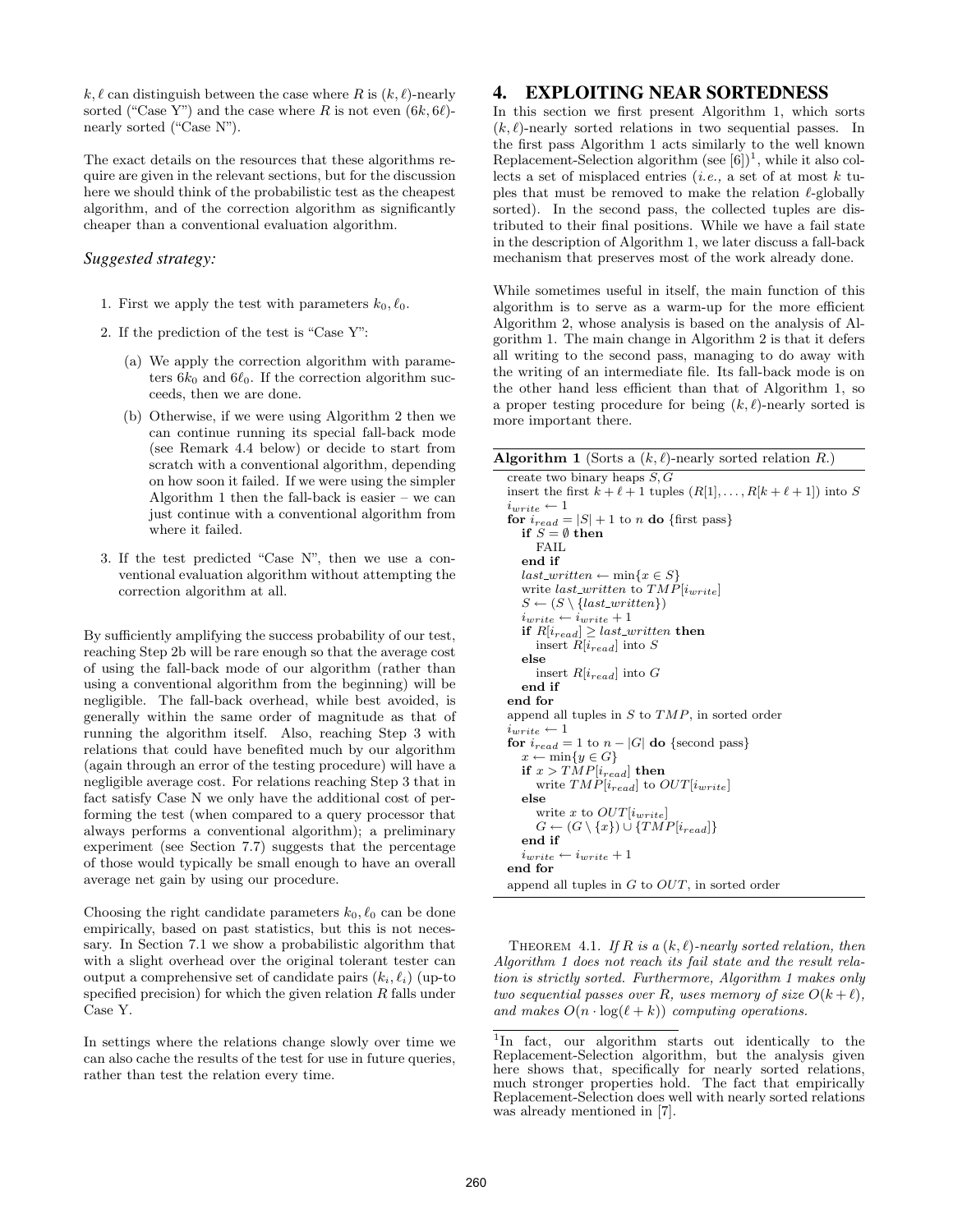$k, \ell$ can distinguish between the case where $R$ is $(k,\ell)$-nearly sorted ("Case Y") and the case where $R$ is not even $(6k, 6\ell)$-nearly sorted ("Case N").

The exact details on the resources that these algorithms require are given in the relevant sections, but for the discussion here we should think of the probabilistic test as the cheapest algorithm, and of the correction algorithm as significantly cheaper than a conventional evaluation algorithm.

### *Suggested strategy:*

1. First we apply the test with parameters $k_0, \ell_0$.
2. If the prediction of the test is "Case Y":
   (a) We apply the correction algorithm with parameters $6k_0$ and $6\ell_0$. If the correction algorithm succeeds, then we are done.
   (b) Otherwise, if we were using Algorithm 2 then we can continue running its special fall-back mode (see Remark 4.4 below) or decide to start from scratch with a conventional algorithm, depending on how soon it failed. If we were using the simpler Algorithm 1 then the fall-back is easier – we can just continue with a conventional algorithm from where it failed.
3. If the test predicted "Case N", then we use a conventional evaluation algorithm without attempting the correction algorithm at all.

By sufficiently amplifying the success probability of our test, reaching Step 2b will be rare enough so that the average cost of using the fall-back mode of our algorithm (rather than using a conventional algorithm from the beginning) will be negligible. The fall-back overhead, while best avoided, is generally within the same order of magnitude as that of running the algorithm itself. Also, reaching Step 3 with relations that could have benefited much by our algorithm (again through an error of the testing procedure) will have a negligible average cost. For relations reaching Step 3 that in fact satisfy Case N we only have the additional cost of performing the test (when compared to a query processor that always performs a conventional algorithm); a preliminary experiment (see Section 7.7) suggests that the percentage of those would typically be small enough to have an overall average net gain by using our procedure.

Choosing the right candidate parameters $k_0, \ell_0$ can be done empirically, based on past statistics, but this is not necessary. In Section 7.1 we show a probabilistic algorithm that with a slight overhead over the original tolerant tester can output a comprehensive set of candidate pairs $(k_i, \ell_i)$ (up-to specified precision) for which the given relation $R$ falls under Case Y.

In settings where the relations change slowly over time we can also cache the results of the test for use in future queries, rather than test the relation every time.

# 4. EXPLOITING NEAR SORTEDNESS

In this section we first present Algorithm 1, which sorts $(k,\ell)$-nearly sorted relations in two sequential passes. In the first pass Algorithm 1 acts similarly to the well known Replacement-Selection algorithm (see [6])[1], while it also collects a set of misplaced entries (*i.e.*, a set of at most $k$ tuples that must be removed to make the relation $\ell$-globally sorted). In the second pass, the collected tuples are distributed to their final positions. While we have a fail state in the description of Algorithm 1, we later discuss a fall-back mechanism that preserves most of the work already done.

While sometimes useful in itself, the main function of this algorithm is to serve as a warm-up for the more efficient Algorithm 2, whose analysis is based on the analysis of Algorithm 1. The main change in Algorithm 2 is that it defers all writing to the second pass, managing to do away with the writing of an intermediate file. Its fall-back mode is on the other hand less efficient than that of Algorithm 1, so a proper testing procedure for being $(k,\ell)$-nearly sorted is more important there.

**Algorithm 1** (Sorts a $(k,\ell)$-nearly sorted relation $R$.)

```
create two binary heaps S, G
insert the first k + ℓ + 1 tuples (R[1], ..., R[k + ℓ + 1]) into S
i_write ← 1
for i_read = |S| + 1 to n do {first pass}
   if S = ∅ then
      FAIL
   end if
   last_written ← min{x ∈ S}
   write last_written to TMP[i_write]
   S ← (S \ {last_written})
   i_write ← i_write + 1
   if R[i_read] ≥ last_written then
      insert R[i_read] into S
   else
      insert R[i_read] into G
   end if
end for
append all tuples in S to TMP, in sorted order
i_write ← 1
for i_read = 1 to n − |G| do {second pass}
   x ← min{y ∈ G}
   if x > TMP[i_read] then
      write TMP[i_read] to OUT[i_write]
   else
      write x to OUT[i_write]
      G ← (G \ {x}) ∪ {TMP[i_read]}
   end if
   i_write ← i_write + 1
end for
append all tuples in G to OUT, in sorted order
```

THEOREM 4.1. *If $R$ is a $(k,\ell)$-nearly sorted relation, then Algorithm 1 does not reach its fail state and the result relation is strictly sorted. Furthermore, Algorithm 1 makes only two sequential passes over $R$, uses memory of size $O(k+\ell)$, and makes $O(n \cdot \log(\ell + k))$ computing operations.*

[1]In fact, our algorithm starts out identically to the Replacement-Selection algorithm, but the analysis given here shows that, specifically for nearly sorted relations, much stronger properties hold. The fact that empirically Replacement-Selection does well with nearly sorted relations was already mentioned in [7].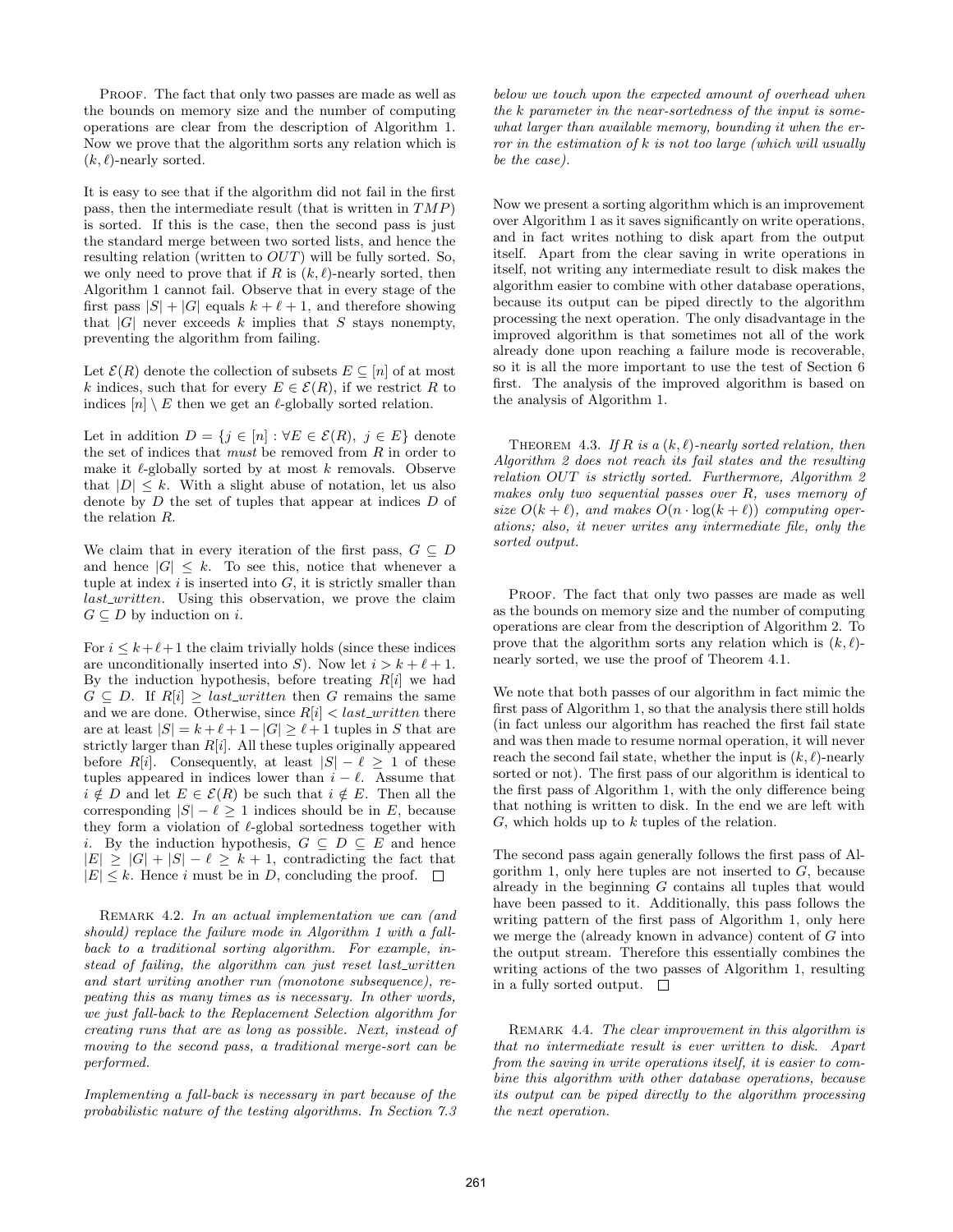PROOF. The fact that only two passes are made as well as the bounds on memory size and the number of computing operations are clear from the description of Algorithm 1. Now we prove that the algorithm sorts any relation which is $(k, \ell)$-nearly sorted.

It is easy to see that if the algorithm did not fail in the first pass, then the intermediate result (that is written in $TMP$) is sorted. If this is the case, then the second pass is just the standard merge between two sorted lists, and hence the resulting relation (written to $OUT$) will be fully sorted. So, we only need to prove that if $R$ is $(k, \ell)$-nearly sorted, then Algorithm 1 cannot fail. Observe that in every stage of the first pass $|S| + |G|$ equals $k + \ell + 1$, and therefore showing that $|G|$ never exceeds $k$ implies that $S$ stays nonempty, preventing the algorithm from failing.

Let $\mathcal{E}(R)$ denote the collection of subsets $E \subseteq [n]$ of at most $k$ indices, such that for every $E \in \mathcal{E}(R)$, if we restrict $R$ to indices $[n] \setminus E$ then we get an $\ell$-globally sorted relation.

Let in addition $D = \{j \in [n] : \forall E \in \mathcal{E}(R),\ j \in E\}$ denote the set of indices that *must* be removed from $R$ in order to make it $\ell$-globally sorted by at most $k$ removals. Observe that $|D| \leq k$. With a slight abuse of notation, let us also denote by $D$ the set of tuples that appear at indices $D$ of the relation $R$.

We claim that in every iteration of the first pass, $G \subseteq D$ and hence $|G| \leq k$. To see this, notice that whenever a tuple at index $i$ is inserted into $G$, it is strictly smaller than *last_written*. Using this observation, we prove the claim $G \subseteq D$ by induction on $i$.

For $i \leq k+\ell+1$ the claim trivially holds (since these indices are unconditionally inserted into $S$). Now let $i > k + \ell + 1$. By the induction hypothesis, before treating $R[i]$ we had $G \subseteq D$. If $R[i] \geq last\_written$ then $G$ remains the same and we are done. Otherwise, since $R[i] < last\_written$ there are at least $|S| = k+\ell+1-|G| \geq \ell+1$ tuples in $S$ that are strictly larger than $R[i]$. All these tuples originally appeared before $R[i]$. Consequently, at least $|S| - \ell \geq 1$ of these tuples appeared in indices lower than $i - \ell$. Assume that $i \notin D$ and let $E \in \mathcal{E}(R)$ be such that $i \notin E$. Then all the corresponding $|S| - \ell \geq 1$ indices should be in $E$, because they form a violation of $\ell$-global sortedness together with $i$. By the induction hypothesis, $G \subseteq D \subseteq E$ and hence $|E| \geq |G| + |S| - \ell \geq k + 1$, contradicting the fact that $|E| \leq k$. Hence $i$ must be in $D$, concluding the proof. $\square$

REMARK 4.2. *In an actual implementation we can (and should) replace the failure mode in Algorithm 1 with a fall-back to a traditional sorting algorithm. For example, instead of failing, the algorithm can just reset last_written and start writing another run (monotone subsequence), repeating this as many times as is necessary. In other words, we just fall-back to the Replacement Selection algorithm for creating runs that are as long as possible. Next, instead of moving to the second pass, a traditional merge-sort can be performed.*

*Implementing a fall-back is necessary in part because of the probabilistic nature of the testing algorithms. In Section 7.3 below we touch upon the expected amount of overhead when the k parameter in the near-sortedness of the input is somewhat larger than available memory, bounding it when the error in the estimation of k is not too large (which will usually be the case).*

Now we present a sorting algorithm which is an improvement over Algorithm 1 as it saves significantly on write operations, and in fact writes nothing to disk apart from the output itself. Apart from the clear saving in write operations in itself, not writing any intermediate result to disk makes the algorithm easier to combine with other database operations, because its output can be piped directly to the algorithm processing the next operation. The only disadvantage in the improved algorithm is that sometimes not all of the work already done upon reaching a failure mode is recoverable, so it is all the more important to use the test of Section 6 first. The analysis of the improved algorithm is based on the analysis of Algorithm 1.

THEOREM 4.3. *If $R$ is a $(k, \ell)$-nearly sorted relation, then Algorithm 2 does not reach its fail states and the resulting relation OUT is strictly sorted. Furthermore, Algorithm 2 makes only two sequential passes over $R$, uses memory of size $O(k + \ell)$, and makes $O(n \cdot \log(k + \ell))$ computing operations; also, it never writes any intermediate file, only the sorted output.*

PROOF. The fact that only two passes are made as well as the bounds on memory size and the number of computing operations are clear from the description of Algorithm 2. To prove that the algorithm sorts any relation which is $(k, \ell)$-nearly sorted, we use the proof of Theorem 4.1.

We note that both passes of our algorithm in fact mimic the first pass of Algorithm 1, so that the analysis there still holds (in fact unless our algorithm has reached the first fail state and was then made to resume normal operation, it will never reach the second fail state, whether the input is $(k, \ell)$-nearly sorted or not). The first pass of our algorithm is identical to the first pass of Algorithm 1, with the only difference being that nothing is written to disk. In the end we are left with $G$, which holds up to $k$ tuples of the relation.

The second pass again generally follows the first pass of Algorithm 1, only here tuples are not inserted to $G$, because already in the beginning $G$ contains all tuples that would have been passed to it. Additionally, this pass follows the writing pattern of the first pass of Algorithm 1, only here we merge the (already known in advance) content of $G$ into the output stream. Therefore this essentially combines the writing actions of the two passes of Algorithm 1, resulting in a fully sorted output. $\square$

REMARK 4.4. *The clear improvement in this algorithm is that no intermediate result is ever written to disk. Apart from the saving in write operations itself, it is easier to combine this algorithm with other database operations, because its output can be piped directly to the algorithm processing the next operation.*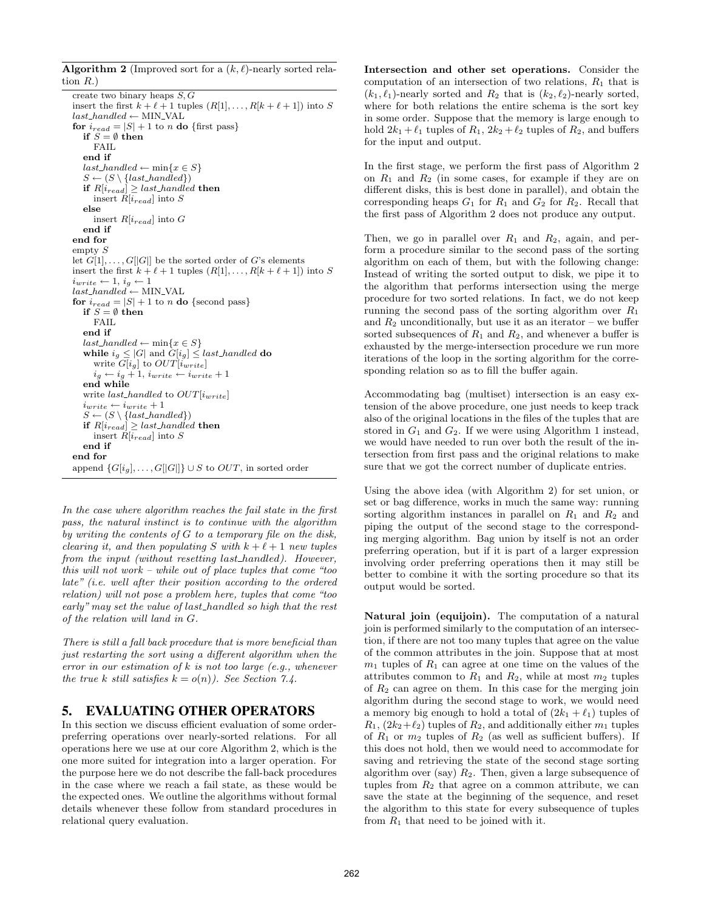**Algorithm 2** (Improved sort for a $(k, \ell)$-nearly sorted relation $R$.)

```
create two binary heaps S, G
insert the first k + ℓ + 1 tuples (R[1], ..., R[k + ℓ + 1]) into S
last_handled ← MIN_VAL
for i_read = |S| + 1 to n do {first pass}
  if S = ∅ then
    FAIL
  end if
  last_handled ← min{x ∈ S}
  S ← (S \ {last_handled})
  if R[i_read] ≥ last_handled then
    insert R[i_read] into S
  else
    insert R[i_read] into G
  end if
end for
empty S
let G[1], ..., G[|G|] be the sorted order of G's elements
insert the first k + ℓ + 1 tuples (R[1], ..., R[k + ℓ + 1]) into S
i_write ← 1, i_g ← 1
last_handled ← MIN_VAL
for i_read = |S| + 1 to n do {second pass}
  if S = ∅ then
    FAIL
  end if
  last_handled ← min{x ∈ S}
  while i_g ≤ |G| and G[i_g] ≤ last_handled do
    write G[i_g] to OUT[i_write]
    i_g ← i_g + 1, i_write ← i_write + 1
  end while
  write last_handled to OUT[i_write]
  i_write ← i_write + 1
  S ← (S \ {last_handled})
  if R[i_read] ≥ last_handled then
    insert R[i_read] into S
  end if
end for
append {G[i_g], ..., G[|G|]} ∪ S to OUT, in sorted order
```

*In the case where algorithm reaches the fail state in the first pass, the natural instinct is to continue with the algorithm by writing the contents of $G$ to a temporary file on the disk, clearing it, and then populating $S$ with $k + \ell + 1$ new tuples from the input (without resetting last_handled). However, this will not work – while out of place tuples that come "too late" (i.e. well after their position according to the ordered relation) will not pose a problem here, tuples that come "too early" may set the value of last_handled so high that the rest of the relation will land in $G$.*

*There is still a fall back procedure that is more beneficial than just restarting the sort using a different algorithm when the error in our estimation of $k$ is not too large (e.g., whenever the true $k$ still satisfies $k = o(n)$). See Section 7.4.*

## 5. EVALUATING OTHER OPERATORS

In this section we discuss efficient evaluation of some order-preferring operations over nearly-sorted relations. For all operations here we use at our core Algorithm 2, which is the one more suited for integration into a larger operation. For the purpose here we do not describe the fall-back procedures in the case where we reach a fail state, as these would be the expected ones. We outline the algorithms without formal details whenever these follow from standard procedures in relational query evaluation.

**Intersection and other set operations.** Consider the computation of an intersection of two relations, $R_1$ that is $(k_1, \ell_1)$-nearly sorted and $R_2$ that is $(k_2, \ell_2)$-nearly sorted, where for both relations the entire schema is the sort key in some order. Suppose that the memory is large enough to hold $2k_1 + \ell_1$ tuples of $R_1$, $2k_2 + \ell_2$ tuples of $R_2$, and buffers for the input and output.

In the first stage, we perform the first pass of Algorithm 2 on $R_1$ and $R_2$ (in some cases, for example if they are on different disks, this is best done in parallel), and obtain the corresponding heaps $G_1$ for $R_1$ and $G_2$ for $R_2$. Recall that the first pass of Algorithm 2 does not produce any output.

Then, we go in parallel over $R_1$ and $R_2$, again, and perform a procedure similar to the second pass of the sorting algorithm on each of them, but with the following change: Instead of writing the sorted output to disk, we pipe it to the algorithm that performs intersection using the merge procedure for two sorted relations. In fact, we do not keep running the second pass of the sorting algorithm over $R_1$ and $R_2$ unconditionally, but use it as an iterator – we buffer sorted subsequences of $R_1$ and $R_2$, and whenever a buffer is exhausted by the merge-intersection procedure we run more iterations of the loop in the sorting algorithm for the corresponding relation so as to fill the buffer again.

Accommodating bag (multiset) intersection is an easy extension of the above procedure, one just needs to keep track also of the original locations in the files of the tuples that are stored in $G_1$ and $G_2$. If we were using Algorithm 1 instead, we would have needed to run over both the result of the intersection from first pass and the original relations to make sure that we got the correct number of duplicate entries.

Using the above idea (with Algorithm 2) for set union, or set or bag difference, works in much the same way: running sorting algorithm instances in parallel on $R_1$ and $R_2$ and piping the output of the second stage to the corresponding merging algorithm. Bag union by itself is not an order preferring operation, but if it is part of a larger expression involving order preferring operations then it may still be better to combine it with the sorting procedure so that its output would be sorted.

**Natural join (equijoin).** The computation of a natural join is performed similarly to the computation of an intersection, if there are not too many tuples that agree on the value of the common attributes in the join. Suppose that at most $m_1$ tuples of $R_1$ can agree at one time on the values of the attributes common to $R_1$ and $R_2$, while at most $m_2$ tuples of $R_2$ can agree on them. In this case for the merging join algorithm during the second stage to work, we would need a memory big enough to hold a total of $(2k_1 + \ell_1)$ tuples of $R_1$, $(2k_2+\ell_2)$ tuples of $R_2$, and additionally either $m_1$ tuples of $R_1$ or $m_2$ tuples of $R_2$ (as well as sufficient buffers). If this does not hold, then we would need to accommodate for saving and retrieving the state of the second stage sorting algorithm over (say) $R_2$. Then, given a large subsequence of tuples from $R_2$ that agree on a common attribute, we can save the state at the beginning of the sequence, and reset the algorithm to this state for every subsequence of tuples from $R_1$ that need to be joined with it.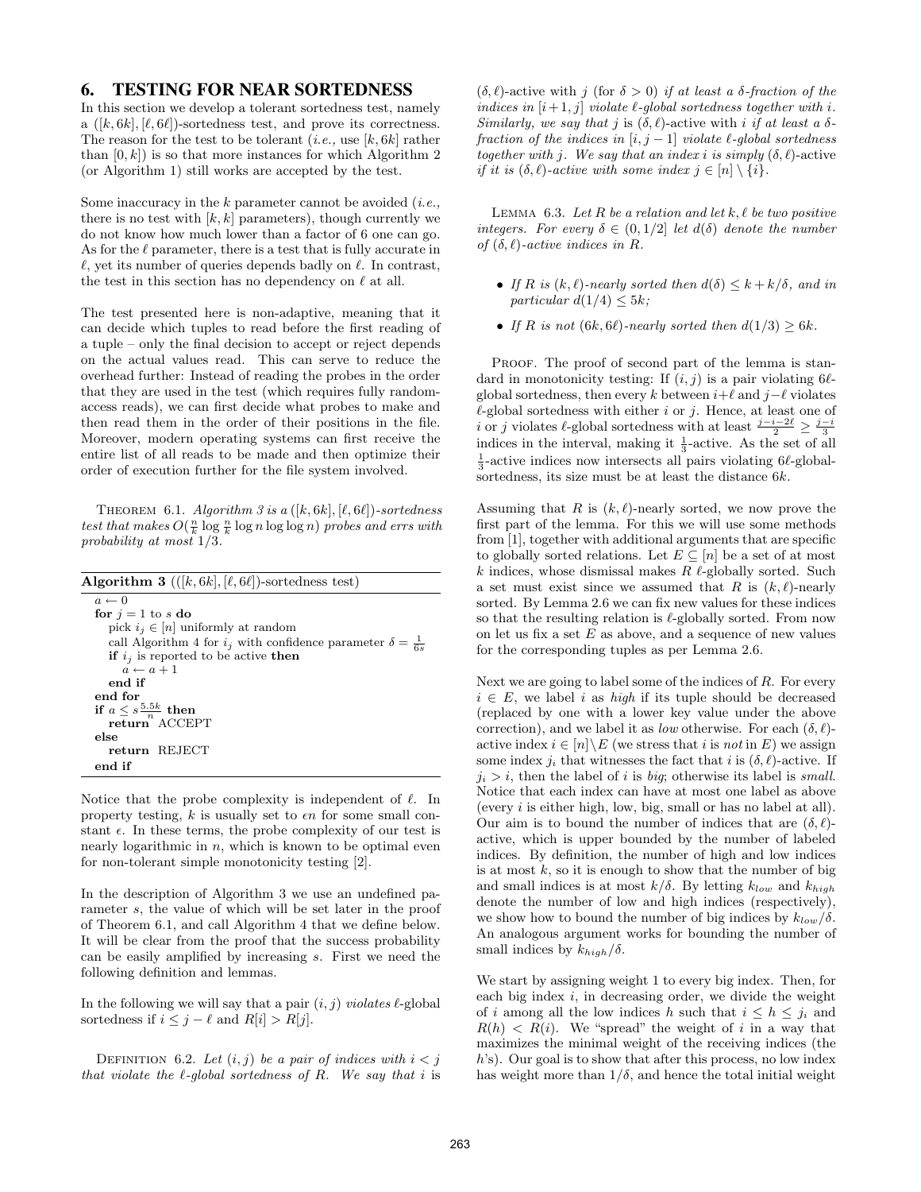## 6. TESTING FOR NEAR SORTEDNESS

In this section we develop a tolerant sortedness test, namely a $([k, 6k], [\ell, 6\ell])$-sortedness test, and prove its correctness. The reason for the test to be tolerant (*i.e.,* use $[k, 6k]$ rather than $[0, k]$) is so that more instances for which Algorithm 2 (or Algorithm 1) still works are accepted by the test.

Some inaccuracy in the $k$ parameter cannot be avoided (*i.e.,* there is no test with $[k, k]$ parameters), though currently we do not know how much lower than a factor of 6 one can go. As for the $\ell$ parameter, there is a test that is fully accurate in $\ell$, yet its number of queries depends badly on $\ell$. In contrast, the test in this section has no dependency on $\ell$ at all.

The test presented here is non-adaptive, meaning that it can decide which tuples to read before the first reading of a tuple – only the final decision to accept or reject depends on the actual values read. This can serve to reduce the overhead further: Instead of reading the probes in the order that they are used in the test (which requires fully random-access reads), we can first decide what probes to make and then read them in the order of their positions in the file. Moreover, modern operating systems can first receive the entire list of all reads to be made and then optimize their order of execution further for the file system involved.

THEOREM 6.1. *Algorithm 3 is a $([k, 6k], [\ell, 6\ell])$-sortedness test that makes $O(\frac{n}{k} \log \frac{n}{k} \log n \log \log n)$ probes and errs with probability at most 1/3.*

**Algorithm 3** ($([k, 6k], [\ell, 6\ell])$-sortedness test)

```
a ← 0
for j = 1 to s do
   pick i_j ∈ [n] uniformly at random
   call Algorithm 4 for i_j with confidence parameter δ = 1/(6s)
   if i_j is reported to be active then
      a ← a + 1
   end if
end for
if a ≤ s·5.5k/n then
   return ACCEPT
else
   return REJECT
end if
```

Notice that the probe complexity is independent of $\ell$. In property testing, $k$ is usually set to $\epsilon n$ for some small constant $\epsilon$. In these terms, the probe complexity of our test is nearly logarithmic in $n$, which is known to be optimal even for non-tolerant simple monotonicity testing [2].

In the description of Algorithm 3 we use an undefined parameter $s$, the value of which will be set later in the proof of Theorem 6.1, and call Algorithm 4 that we define below. It will be clear from the proof that the success probability can be easily amplified by increasing $s$. First we need the following definition and lemmas.

In the following we will say that a pair $(i, j)$ *violates* $\ell$-global sortedness if $i \le j - \ell$ and $R[i] > R[j]$.

DEFINITION 6.2. *Let $(i, j)$ be a pair of indices with $i < j$ that violate the $\ell$-global sortedness of $R$. We say that $i$ is $(\delta, \ell)$-active with $j$ (for $\delta > 0$) if at least a $\delta$-fraction of the indices in $[i+1, j]$ violate $\ell$-global sortedness together with $i$. Similarly, we say that $j$ is $(\delta, \ell)$-active with $i$ if at least a $\delta$-fraction of the indices in $[i, j-1]$ violate $\ell$-global sortedness together with $j$. We say that an index $i$ is simply $(\delta, \ell)$-active if it is $(\delta, \ell)$-active with some index $j \in [n] \setminus \{i\}$.*

LEMMA 6.3. *Let $R$ be a relation and let $k, \ell$ be two positive integers. For every $\delta \in (0, 1/2]$ let $d(\delta)$ denote the number of $(\delta, \ell)$-active indices in $R$.*

- *If $R$ is $(k, \ell)$-nearly sorted then $d(\delta) \le k + k/\delta$, and in particular $d(1/4) \le 5k$;*
- *If $R$ is not $(6k, 6\ell)$-nearly sorted then $d(1/3) \ge 6k$.*

PROOF. The proof of second part of the lemma is standard in monotonicity testing: If $(i, j)$ is a pair violating $6\ell$-global sortedness, then every $k$ between $i+\ell$ and $j-\ell$ violates $\ell$-global sortedness with either $i$ or $j$. Hence, at least one of $i$ or $j$ violates $\ell$-global sortedness with at least $\frac{j-i-2\ell}{2} \ge \frac{j-i}{3}$ indices in the interval, making it $\frac{1}{3}$-active. As the set of all $\frac{1}{3}$-active indices now intersects all pairs violating $6\ell$-global-sortedness, its size must be at least the distance $6k$.

Assuming that $R$ is $(k, \ell)$-nearly sorted, we now prove the first part of the lemma. For this we will use some methods from [1], together with additional arguments that are specific to globally sorted relations. Let $E \subseteq [n]$ be a set of at most $k$ indices, whose dismissal makes $R$ $\ell$-globally sorted. Such a set must exist since we assumed that $R$ is $(k, \ell)$-nearly sorted. By Lemma 2.6 we can fix new values for these indices so that the resulting relation is $\ell$-globally sorted. From now on let us fix a set $E$ as above, and a sequence of new values for the corresponding tuples as per Lemma 2.6.

Next we are going to label some of the indices of $R$. For every $i \in E$, we label $i$ as *high* if its tuple should be decreased (replaced by one with a lower key value under the above correction), and we label it as *low* otherwise. For each $(\delta, \ell)$-active index $i \in [n] \setminus E$ (we stress that $i$ is *not* in $E$) we assign some index $j_i$ that witnesses the fact that $i$ is $(\delta, \ell)$-active. If $j_i > i$, then the label of $i$ is *big*; otherwise its label is *small*. Notice that each index can have at most one label as above (every $i$ is either high, low, big, small or has no label at all). Our aim is to bound the number of indices that are $(\delta, \ell)$-active, which is upper bounded by the number of labeled indices. By definition, the number of high and low indices is at most $k$, so it is enough to show that the number of big and small indices is at most $k/\delta$. By letting $k_{low}$ and $k_{high}$ denote the number of low and high indices (respectively), we show how to bound the number of big indices by $k_{low}/\delta$. An analogous argument works for bounding the number of small indices by $k_{high}/\delta$.

We start by assigning weight 1 to every big index. Then, for each big index $i$, in decreasing order, we divide the weight of $i$ among all the low indices $h$ such that $i \le h \le j_i$ and $R(h) < R(i)$. We "spread" the weight of $i$ in a way that maximizes the minimal weight of the receiving indices (the $h$'s). Our goal is to show that after this process, no low index has weight more than $1/\delta$, and hence the total initial weight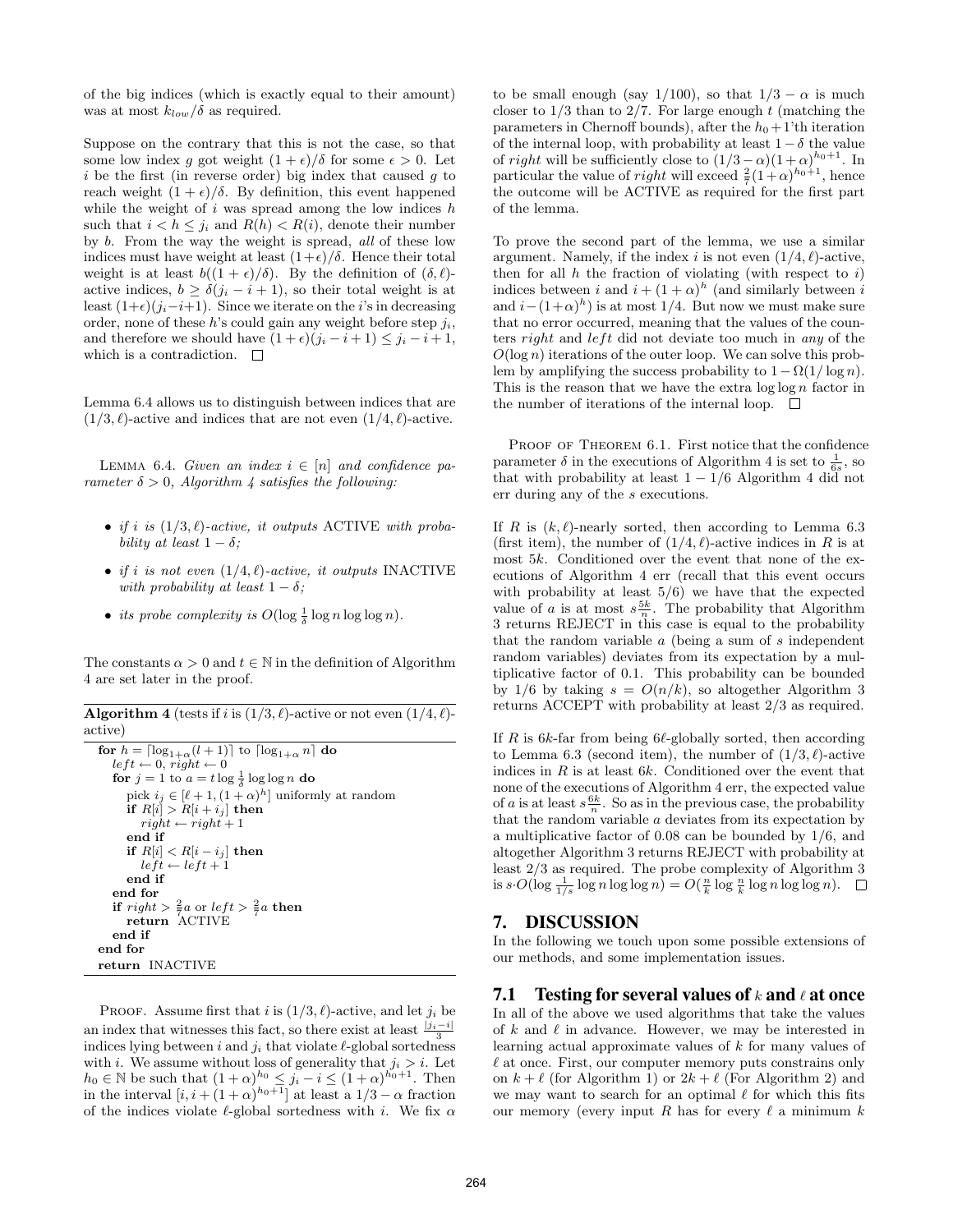of the big indices (which is exactly equal to their amount) was at most $k_{low}/\delta$ as required.

Suppose on the contrary that this is not the case, so that some low index $g$ got weight $(1+\epsilon)/\delta$ for some $\epsilon > 0$. Let $i$ be the first (in reverse order) big index that caused $g$ to reach weight $(1+\epsilon)/\delta$. By definition, this event happened while the weight of $i$ was spread among the low indices $h$ such that $i < h \leq j_i$ and $R(h) < R(i)$, denote their number by $b$. From the way the weight is spread, *all* of these low indices must have weight at least $(1+\epsilon)/\delta$. Hence their total weight is at least $b((1+\epsilon)/\delta)$. By the definition of $(\delta, \ell)$-active indices, $b \geq \delta(j_i - i + 1)$, so their total weight is at least $(1+\epsilon)(j_i - i + 1)$. Since we iterate on the $i$'s in decreasing order, none of these $h$'s could gain any weight before step $j_i$, and therefore we should have $(1+\epsilon)(j_i - i + 1) \leq j_i - i + 1$, which is a contradiction. $\square$

Lemma 6.4 allows us to distinguish between indices that are $(1/3, \ell)$-active and indices that are not even $(1/4, \ell)$-active.

Lemma 6.4. *Given an index $i \in [n]$ and confidence parameter $\delta > 0$, Algorithm 4 satisfies the following:*

- *if $i$ is $(1/3, \ell)$-active, it outputs* ACTIVE *with probability at least $1 - \delta$;*
- *if $i$ is not even $(1/4, \ell)$-active, it outputs* INACTIVE *with probability at least $1 - \delta$;*
- *its probe complexity is $O(\log \frac{1}{\delta} \log n \log \log n)$.*

The constants $\alpha > 0$ and $t \in \mathbb{N}$ in the definition of Algorithm 4 are set later in the proof.

**Algorithm 4** (tests if $i$ is $(1/3, \ell)$-active or not even $(1/4, \ell)$-active)

```
for h = ⌈log_{1+α}(l+1)⌉ to ⌈log_{1+α} n⌉ do
   left ← 0, right ← 0
   for j = 1 to a = t log (1/δ) log log n do
      pick i_j ∈ [ℓ+1, (1+α)^h] uniformly at random
      if R[i] > R[i+i_j] then
         right ← right + 1
      end if
      if R[i] < R[i−i_j] then
         left ← left + 1
      end if
   end for
   if right > (2/7)a or left > (2/7)a then
      return ACTIVE
   end if
end for
return INACTIVE
```

Proof. Assume first that $i$ is $(1/3, \ell)$-active, and let $j_i$ be an index that witnesses this fact, so there exist at least $\frac{|j_i - i|}{3}$ indices lying between $i$ and $j_i$ that violate $\ell$-global sortedness with $i$. We assume without loss of generality that $j_i > i$. Let $h_0 \in \mathbb{N}$ be such that $(1+\alpha)^{h_0} \leq j_i - i \leq (1+\alpha)^{h_0+1}$. Then in the interval $[i, i + (1+\alpha)^{h_0+1}]$ at least a $1/3 - \alpha$ fraction of the indices violate $\ell$-global sortedness with $i$. We fix $\alpha$ to be small enough (say $1/100$), so that $1/3 - \alpha$ is much closer to $1/3$ than to $2/7$. For large enough $t$ (matching the parameters in Chernoff bounds), after the $h_0+1$'th iteration of the internal loop, with probability at least $1-\delta$ the value of *right* will be sufficiently close to $(1/3-\alpha)(1+\alpha)^{h_0+1}$. In particular the value of *right* will exceed $\frac{2}{7}(1+\alpha)^{h_0+1}$, hence the outcome will be ACTIVE as required for the first part of the lemma.

To prove the second part of the lemma, we use a similar argument. Namely, if the index $i$ is not even $(1/4, \ell)$-active, then for all $h$ the fraction of violating (with respect to $i$) indices between $i$ and $i + (1+\alpha)^h$ (and similarly between $i$ and $i - (1+\alpha)^h$) is at most $1/4$. But now we must make sure that no error occurred, meaning that the values of the counters *right* and *left* did not deviate too much in *any* of the $O(\log n)$ iterations of the outer loop. We can solve this problem by amplifying the success probability to $1 - \Omega(1/\log n)$. This is the reason that we have the extra $\log \log n$ factor in the number of iterations of the internal loop. $\square$

Proof of Theorem 6.1. First notice that the confidence parameter $\delta$ in the executions of Algorithm 4 is set to $\frac{1}{6s}$, so that with probability at least $1 - 1/6$ Algorithm 4 did not err during any of the $s$ executions.

If $R$ is $(k, \ell)$-nearly sorted, then according to Lemma 6.3 (first item), the number of $(1/4, \ell)$-active indices in $R$ is at most $5k$. Conditioned over the event that none of the executions of Algorithm 4 err (recall that this event occurs with probability at least $5/6$) we have that the expected value of $a$ is at most $s\frac{5k}{n}$. The probability that Algorithm 3 returns REJECT in this case is equal to the probability that the random variable $a$ (being a sum of $s$ independent random variables) deviates from its expectation by a multiplicative factor of 0.1. This probability can be bounded by $1/6$ by taking $s = O(n/k)$, so altogether Algorithm 3 returns ACCEPT with probability at least $2/3$ as required.

If $R$ is $6k$-far from being $6\ell$-globally sorted, then according to Lemma 6.3 (second item), the number of $(1/3, \ell)$-active indices in $R$ is at least $6k$. Conditioned over the event that none of the executions of Algorithm 4 err, the expected value of $a$ is at least $s\frac{6k}{n}$. So as in the previous case, the probability that the random variable $a$ deviates from its expectation by a multiplicative factor of 0.08 can be bounded by $1/6$, and altogether Algorithm 3 returns REJECT with probability at least $2/3$ as required. The probe complexity of Algorithm 3 is $s \cdot O(\log \frac{1}{1/s} \log n \log \log n) = O(\frac{n}{k} \log \frac{n}{k} \log n \log \log n)$. $\square$

# 7. DISCUSSION

In the following we touch upon some possible extensions of our methods, and some implementation issues.

## 7.1 Testing for several values of $k$ and $\ell$ at once

In all of the above we used algorithms that take the values of $k$ and $\ell$ in advance. However, we may be interested in learning actual approximate values of $k$ for many values of $\ell$ at once. First, our computer memory puts constrains only on $k + \ell$ (for Algorithm 1) or $2k + \ell$ (For Algorithm 2) and we may want to search for an optimal $\ell$ for which this fits our memory (every input $R$ has for every $\ell$ a minimum $k$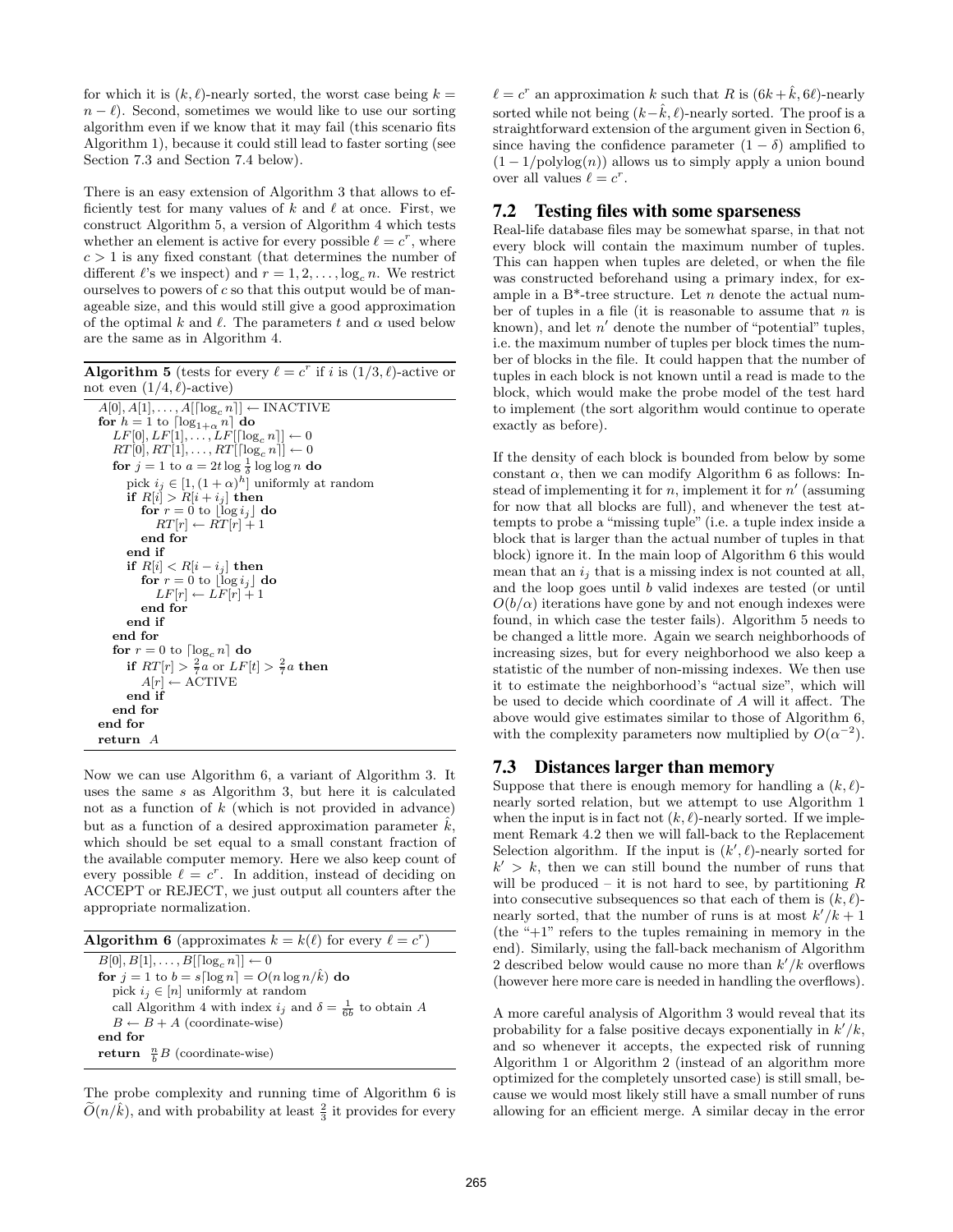for which it is $(k,\ell)$-nearly sorted, the worst case being $k = n-\ell$). Second, sometimes we would like to use our sorting algorithm even if we know that it may fail (this scenario fits Algorithm 1), because it could still lead to faster sorting (see Section 7.3 and Section 7.4 below).

There is an easy extension of Algorithm 3 that allows to efficiently test for many values of $k$ and $\ell$ at once. First, we construct Algorithm 5, a version of Algorithm 4 which tests whether an element is active for every possible $\ell = c^r$, where $c > 1$ is any fixed constant (that determines the number of different $\ell$'s we inspect) and $r = 1, 2, \ldots, \log_c n$. We restrict ourselves to powers of $c$ so that this output would be of manageable size, and this would still give a good approximation of the optimal $k$ and $\ell$. The parameters $t$ and $\alpha$ used below are the same as in Algorithm 4.

**Algorithm 5** (tests for every $\ell = c^r$ if $i$ is $(1/3, \ell)$-active or not even $(1/4, \ell)$-active)

```
A[0], A[1], ..., A[⌈log_c n⌉] ← INACTIVE
for h = 1 to ⌈log_{1+α} n⌉ do
  LF[0], LF[1], ..., LF[⌈log_c n⌉] ← 0
  RT[0], RT[1], ..., RT[⌈log_c n⌉] ← 0
  for j = 1 to a = 2t log(1/δ) log log n do
    pick i_j ∈ [1, (1+α)^h] uniformly at random
    if R[i] > R[i + i_j] then
      for r = 0 to ⌊log i_j⌋ do
        RT[r] ← RT[r] + 1
      end for
    end if
    if R[i] < R[i − i_j] then
      for r = 0 to ⌊log i_j⌋ do
        LF[r] ← LF[r] + 1
      end for
    end if
  end for
  for r = 0 to ⌈log_c n⌉ do
    if RT[r] > (2/7)a or LF[t] > (2/7)a then
      A[r] ← ACTIVE
    end if
  end for
end for
return A
```

Now we can use Algorithm 6, a variant of Algorithm 3. It uses the same $s$ as Algorithm 3, but here it is calculated not as a function of $k$ (which is not provided in advance) but as a function of a desired approximation parameter $\hat{k}$, which should be set equal to a small constant fraction of the available computer memory. Here we also keep count of every possible $\ell = c^r$. In addition, instead of deciding on ACCEPT or REJECT, we just output all counters after the appropriate normalization.

**Algorithm 6** (approximates $k = k(\ell)$ for every $\ell = c^r$)

```
B[0], B[1], ..., B[⌈log_c n⌉] ← 0
for j = 1 to b = s⌈log n⌉ = O(n log n / k̂) do
  pick i_j ∈ [n] uniformly at random
  call Algorithm 4 with index i_j and δ = 1/(6b) to obtain A
  B ← B + A (coordinate-wise)
end for
return (n/b) B (coordinate-wise)
```

The probe complexity and running time of Algorithm 6 is $\widetilde{O}(n/\hat{k})$, and with probability at least $\frac{2}{3}$ it provides for every $\ell = c^r$ an approximation $k$ such that $R$ is $(6k+\hat{k}, 6\ell)$-nearly sorted while not being $(k-\hat{k}, \ell)$-nearly sorted. The proof is a straightforward extension of the argument given in Section 6, since having the confidence parameter $(1-\delta)$ amplified to $(1 - 1/\text{polylog}(n))$ allows us to simply apply a union bound over all values $\ell = c^r$.

## 7.2 Testing files with some sparseness

Real-life database files may be somewhat sparse, in that not every block will contain the maximum number of tuples. This can happen when tuples are deleted, or when the file was constructed beforehand using a primary index, for example in a B*-tree structure. Let $n$ denote the actual number of tuples in a file (it is reasonable to assume that $n$ is known), and let $n'$ denote the number of "potential" tuples, i.e. the maximum number of tuples per block times the number of blocks in the file. It could happen that the number of tuples in each block is not known until a read is made to the block, which would make the probe model of the test hard to implement (the sort algorithm would continue to operate exactly as before).

If the density of each block is bounded from below by some constant $\alpha$, then we can modify Algorithm 6 as follows: Instead of implementing it for $n$, implement it for $n'$ (assuming for now that all blocks are full), and whenever the test attempts to probe a "missing tuple" (i.e. a tuple index inside a block that is larger than the actual number of tuples in that block) ignore it. In the main loop of Algorithm 6 this would mean that an $i_j$ that is a missing index is not counted at all, and the loop goes until $b$ valid indexes are tested (or until $O(b/\alpha)$ iterations have gone by and not enough indexes were found, in which case the tester fails). Algorithm 5 needs to be changed a little more. Again we search neighborhoods of increasing sizes, but for every neighborhood we also keep a statistic of the number of non-missing indexes. We then use it to estimate the neighborhood's "actual size", which will be used to decide which coordinate of $A$ will it affect. The above would give estimates similar to those of Algorithm 6, with the complexity parameters now multiplied by $O(\alpha^{-2})$.

## 7.3 Distances larger than memory

Suppose that there is enough memory for handling a $(k,\ell)$-nearly sorted relation, but we attempt to use Algorithm 1 when the input is in fact not $(k,\ell)$-nearly sorted. If we implement Remark 4.2 then we will fall-back to the Replacement Selection algorithm. If the input is $(k',\ell)$-nearly sorted for $k' > k$, then we can still bound the number of runs that will be produced – it is not hard to see, by partitioning $R$ into consecutive subsequences so that each of them is $(k,\ell)$-nearly sorted, that the number of runs is at most $k'/k+1$ (the "+1" refers to the tuples remaining in memory in the end). Similarly, using the fall-back mechanism of Algorithm 2 described below would cause no more than $k'/k$ overflows (however here more care is needed in handling the overflows).

A more careful analysis of Algorithm 3 would reveal that its probability for a false positive decays exponentially in $k'/k$, and so whenever it accepts, the expected risk of running Algorithm 1 or Algorithm 2 (instead of an algorithm more optimized for the completely unsorted case) is still small, because we would most likely still have a small number of runs allowing for an efficient merge. A similar decay in the error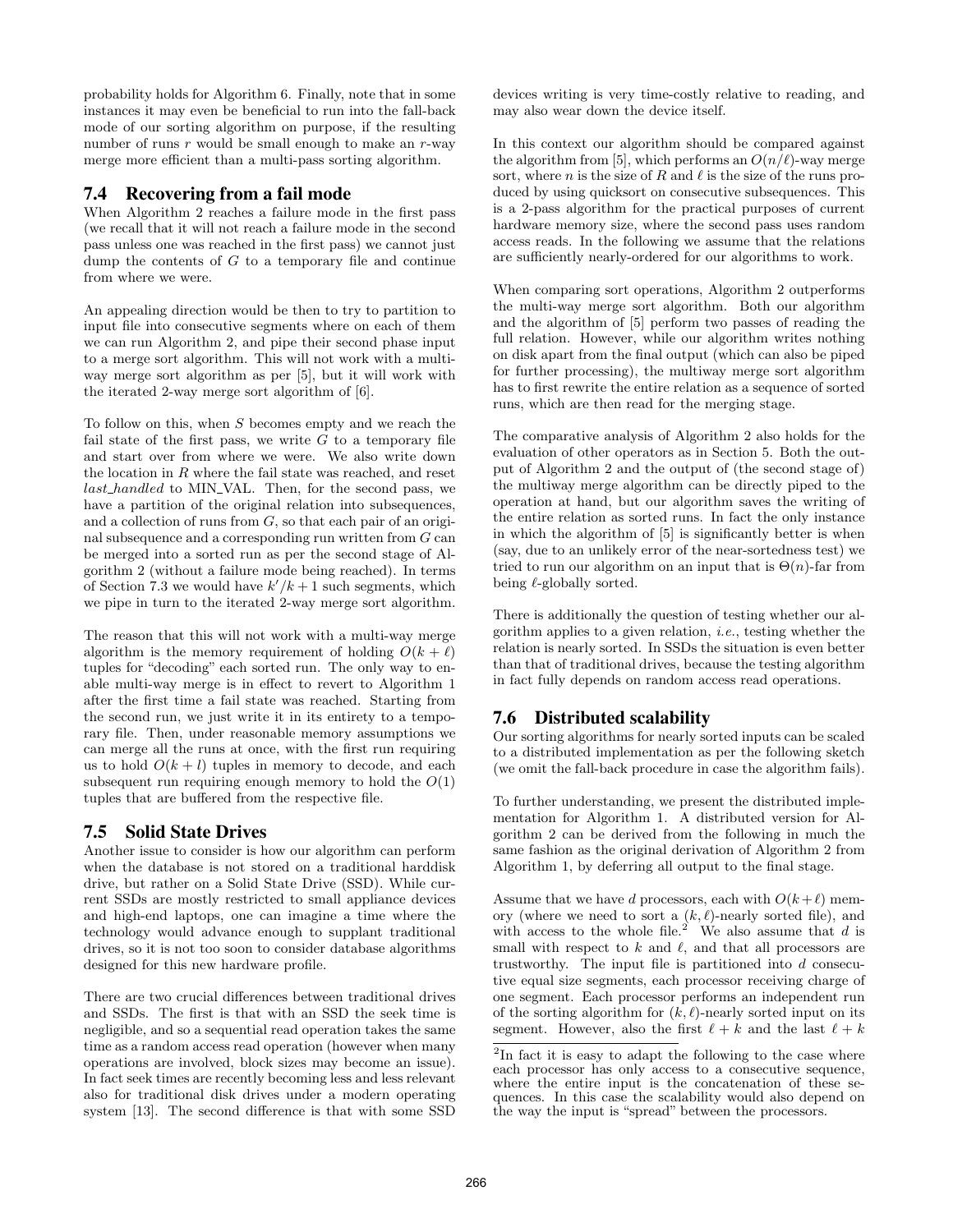probability holds for Algorithm 6. Finally, note that in some instances it may even be beneficial to run into the fall-back mode of our sorting algorithm on purpose, if the resulting number of runs $r$ would be small enough to make an $r$-way merge more efficient than a multi-pass sorting algorithm.

## 7.4 Recovering from a fail mode

When Algorithm 2 reaches a failure mode in the first pass (we recall that it will not reach a failure mode in the second pass unless one was reached in the first pass) we cannot just dump the contents of $G$ to a temporary file and continue from where we were.

An appealing direction would be then to try to partition to input file into consecutive segments where on each of them we can run Algorithm 2, and pipe their second phase input to a merge sort algorithm. This will not work with a multi-way merge sort algorithm as per [5], but it will work with the iterated 2-way merge sort algorithm of [6].

To follow on this, when $S$ becomes empty and we reach the fail state of the first pass, we write $G$ to a temporary file and start over from where we were. We also write down the location in $R$ where the fail state was reached, and reset *last_handled* to MIN_VAL. Then, for the second pass, we have a partition of the original relation into subsequences, and a collection of runs from $G$, so that each pair of an original subsequence and a corresponding run written from $G$ can be merged into a sorted run as per the second stage of Algorithm 2 (without a failure mode being reached). In terms of Section 7.3 we would have $k'/k + 1$ such segments, which we pipe in turn to the iterated 2-way merge sort algorithm.

The reason that this will not work with a multi-way merge algorithm is the memory requirement of holding $O(k + \ell)$ tuples for "decoding" each sorted run. The only way to enable multi-way merge is in effect to revert to Algorithm 1 after the first time a fail state was reached. Starting from the second run, we just write it in its entirety to a temporary file. Then, under reasonable memory assumptions we can merge all the runs at once, with the first run requiring us to hold $O(k + l)$ tuples in memory to decode, and each subsequent run requiring enough memory to hold the $O(1)$ tuples that are buffered from the respective file.

## 7.5 Solid State Drives

Another issue to consider is how our algorithm can perform when the database is not stored on a traditional harddisk drive, but rather on a Solid State Drive (SSD). While current SSDs are mostly restricted to small appliance devices and high-end laptops, one can imagine a time where the technology would advance enough to supplant traditional drives, so it is not too soon to consider database algorithms designed for this new hardware profile.

There are two crucial differences between traditional drives and SSDs. The first is that with an SSD the seek time is negligible, and so a sequential read operation takes the same time as a random access read operation (however when many operations are involved, block sizes may become an issue). In fact seek times are recently becoming less and less relevant also for traditional disk drives under a modern operating system [13]. The second difference is that with some SSD devices writing is very time-costly relative to reading, and may also wear down the device itself.

In this context our algorithm should be compared against the algorithm from [5], which performs an $O(n/\ell)$-way merge sort, where $n$ is the size of $R$ and $\ell$ is the size of the runs produced by using quicksort on consecutive subsequences. This is a 2-pass algorithm for the practical purposes of current hardware memory size, where the second pass uses random access reads. In the following we assume that the relations are sufficiently nearly-ordered for our algorithms to work.

When comparing sort operations, Algorithm 2 outperforms the multi-way merge sort algorithm. Both our algorithm and the algorithm of [5] perform two passes of reading the full relation. However, while our algorithm writes nothing on disk apart from the final output (which can also be piped for further processing), the multiway merge sort algorithm has to first rewrite the entire relation as a sequence of sorted runs, which are then read for the merging stage.

The comparative analysis of Algorithm 2 also holds for the evaluation of other operators as in Section 5. Both the output of Algorithm 2 and the output of (the second stage of) the multiway merge algorithm can be directly piped to the operation at hand, but our algorithm saves the writing of the entire relation as sorted runs. In fact the only instance in which the algorithm of [5] is significantly better is when (say, due to an unlikely error of the near-sortedness test) we tried to run our algorithm on an input that is $\Theta(n)$-far from being $\ell$-globally sorted.

There is additionally the question of testing whether our algorithm applies to a given relation, *i.e.*, testing whether the relation is nearly sorted. In SSDs the situation is even better than that of traditional drives, because the testing algorithm in fact fully depends on random access read operations.

## 7.6 Distributed scalability

Our sorting algorithms for nearly sorted inputs can be scaled to a distributed implementation as per the following sketch (we omit the fall-back procedure in case the algorithm fails).

To further understanding, we present the distributed implementation for Algorithm 1. A distributed version for Algorithm 2 can be derived from the following in much the same fashion as the original derivation of Algorithm 2 from Algorithm 1, by deferring all output to the final stage.

Assume that we have $d$ processors, each with $O(k+\ell)$ memory (where we need to sort a $(k, \ell)$-nearly sorted file), and with access to the whole file.[2] We also assume that $d$ is small with respect to $k$ and $\ell$, and that all processors are trustworthy. The input file is partitioned into $d$ consecutive equal size segments, each processor receiving charge of one segment. Each processor performs an independent run of the sorting algorithm for $(k, \ell)$-nearly sorted input on its segment. However, also the first $\ell + k$ and the last $\ell + k$

[2] In fact it is easy to adapt the following to the case where each processor has only access to a consecutive sequence, where the entire input is the concatenation of these sequences. In this case the scalability would also depend on the way the input is "spread" between the processors.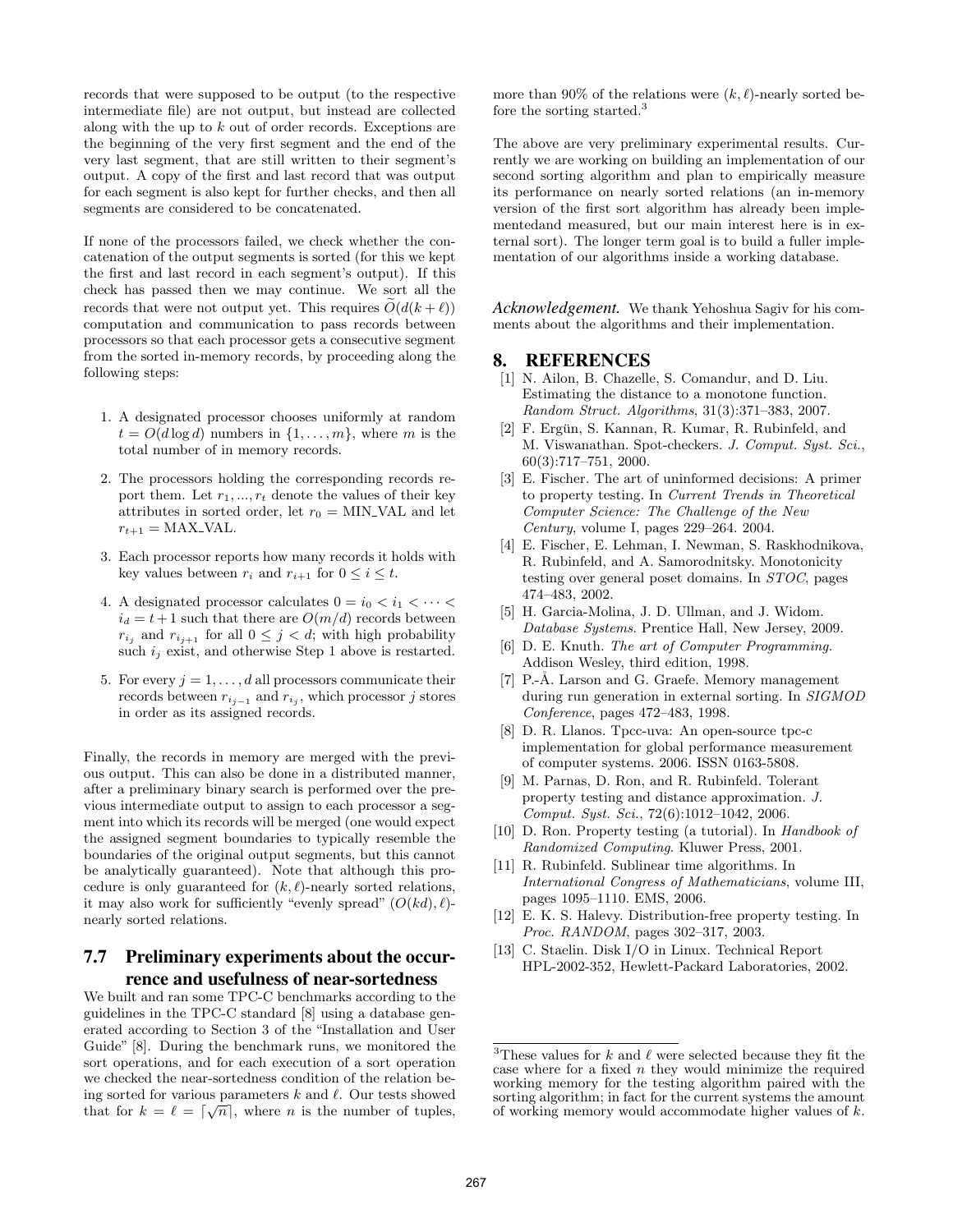records that were supposed to be output (to the respective intermediate file) are not output, but instead are collected along with the up to $k$ out of order records. Exceptions are the beginning of the very first segment and the end of the very last segment, that are still written to their segment's output. A copy of the first and last record that was output for each segment is also kept for further checks, and then all segments are considered to be concatenated.

If none of the processors failed, we check whether the concatenation of the output segments is sorted (for this we kept the first and last record in each segment's output). If this check has passed then we may continue. We sort all the records that were not output yet. This requires $\widetilde{O}(d(k+\ell))$ computation and communication to pass records between processors so that each processor gets a consecutive segment from the sorted in-memory records, by proceeding along the following steps:

1. A designated processor chooses uniformly at random $t = O(d \log d)$ numbers in $\{1, \ldots, m\}$, where $m$ is the total number of in memory records.

2. The processors holding the corresponding records report them. Let $r_1, ..., r_t$ denote the values of their key attributes in sorted order, let $r_0$ = MIN_VAL and let $r_{t+1}$ = MAX_VAL.

3. Each processor reports how many records it holds with key values between $r_i$ and $r_{i+1}$ for $0 \le i \le t$.

4. A designated processor calculates $0 = i_0 < i_1 < \cdots < i_d = t+1$ such that there are $O(m/d)$ records between $r_{i_j}$ and $r_{i_{j+1}}$ for all $0 \le j < d$; with high probability such $i_j$ exist, and otherwise Step 1 above is restarted.

5. For every $j = 1, \ldots, d$ all processors communicate their records between $r_{i_{j-1}}$ and $r_{i_j}$, which processor $j$ stores in order as its assigned records.

Finally, the records in memory are merged with the previous output. This can also be done in a distributed manner, after a preliminary binary search is performed over the previous intermediate output to assign to each processor a segment into which its records will be merged (one would expect the assigned segment boundaries to typically resemble the boundaries of the original output segments, but this cannot be analytically guaranteed). Note that although this procedure is only guaranteed for $(k, \ell)$-nearly sorted relations, it may also work for sufficiently "evenly spread" $(O(kd), \ell)$-nearly sorted relations.

### 7.7 Preliminary experiments about the occurrence and usefulness of near-sortedness

We built and ran some TPC-C benchmarks according to the guidelines in the TPC-C standard [8] using a database generated according to Section 3 of the "Installation and User Guide" [8]. During the benchmark runs, we monitored the sort operations, and for each execution of a sort operation we checked the near-sortedness condition of the relation being sorted for various parameters $k$ and $\ell$. Our tests showed that for $k = \ell = \lceil \sqrt{n} \rceil$, where $n$ is the number of tuples, more than 90% of the relations were $(k, \ell)$-nearly sorted before the sorting started.[3]

The above are very preliminary experimental results. Currently we are working on building an implementation of our second sorting algorithm and plan to empirically measure its performance on nearly sorted relations (an in-memory version of the first sort algorithm has already been implementedand measured, but our main interest here is in external sort). The longer term goal is to build a fuller implementation of our algorithms inside a working database.

***Acknowledgement.*** We thank Yehoshua Sagiv for his comments about the algorithms and their implementation.

## 8. REFERENCES

[1] N. Ailon, B. Chazelle, S. Comandur, and D. Liu. Estimating the distance to a monotone function. *Random Struct. Algorithms*, 31(3):371–383, 2007.

[2] F. Ergün, S. Kannan, R. Kumar, R. Rubinfeld, and M. Viswanathan. Spot-checkers. *J. Comput. Syst. Sci.*, 60(3):717–751, 2000.

[3] E. Fischer. The art of uninformed decisions: A primer to property testing. In *Current Trends in Theoretical Computer Science: The Challenge of the New Century*, volume I, pages 229–264. 2004.

[4] E. Fischer, E. Lehman, I. Newman, S. Raskhodnikova, R. Rubinfeld, and A. Samorodnitsky. Monotonicity testing over general poset domains. In *STOC*, pages 474–483, 2002.

[5] H. Garcia-Molina, J. D. Ullman, and J. Widom. *Database Systems*. Prentice Hall, New Jersey, 2009.

[6] D. E. Knuth. *The art of Computer Programming*. Addison Wesley, third edition, 1998.

[7] P.-Å. Larson and G. Graefe. Memory management during run generation in external sorting. In *SIGMOD Conference*, pages 472–483, 1998.

[8] D. R. Llanos. Tpcc-uva: An open-source tpc-c implementation for global performance measurement of computer systems. 2006. ISSN 0163-5808.

[9] M. Parnas, D. Ron, and R. Rubinfeld. Tolerant property testing and distance approximation. *J. Comput. Syst. Sci.*, 72(6):1012–1042, 2006.

[10] D. Ron. Property testing (a tutorial). In *Handbook of Randomized Computing*. Kluwer Press, 2001.

[11] R. Rubinfeld. Sublinear time algorithms. In *International Congress of Mathematicians*, volume III, pages 1095–1110. EMS, 2006.

[12] E. K. S. Halevy. Distribution-free property testing. In *Proc. RANDOM*, pages 302–317, 2003.

[13] C. Staelin. Disk I/O in Linux. Technical Report HPL-2002-352, Hewlett-Packard Laboratories, 2002.

---

[3] These values for $k$ and $\ell$ were selected because they fit the case where for a fixed $n$ they would minimize the required working memory for the testing algorithm paired with the sorting algorithm; in fact for the current systems the amount of working memory would accommodate higher values of $k$.